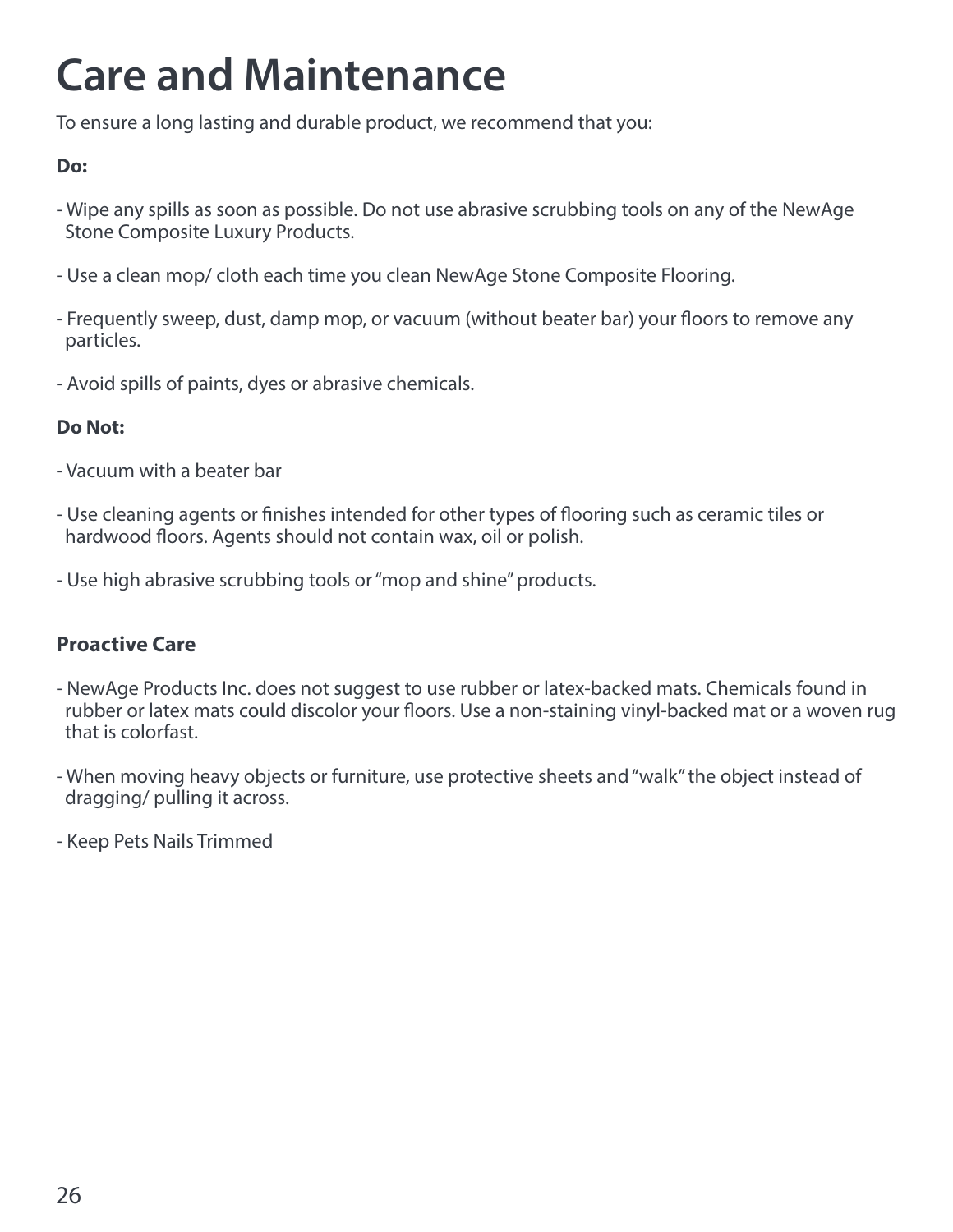# Care and Maintenance

To ensure a long lasting and durable product, we recommend that you:

**Do:**

- Wipe any spills as soon as possible. Do not use abrasive scrubbing tools on any of the NewAge Stone Composite Luxury Products.

- Use a clean mop/ cloth each time you clean NewAge Stone Composite Flooring.

- Frequently sweep, dust, damp mop, or vacuum (without beater bar) your floors to remove any particles.

- Avoid spills of paints, dyes or abrasive chemicals.

**Do Not:**

- Vacuum with a beater bar

- Use cleaning agents or finishes intended for other types of flooring such as ceramic tiles or hardwood floors. Agents should not contain wax, oil or polish.

- Use high abrasive scrubbing tools or "mop and shine" products.

## Proactive Care

- NewAge Products Inc. does not suggest to use rubber or latex-backed mats. Chemicals found in rubber or latex mats could discolor your floors. Use a non-staining vinyl-backed mat or a woven rug that is colorfast.

- When moving heavy objects or furniture, use protective sheets and "walk" the object instead of dragging/ pulling it across.

- Keep Pets Nails Trimmed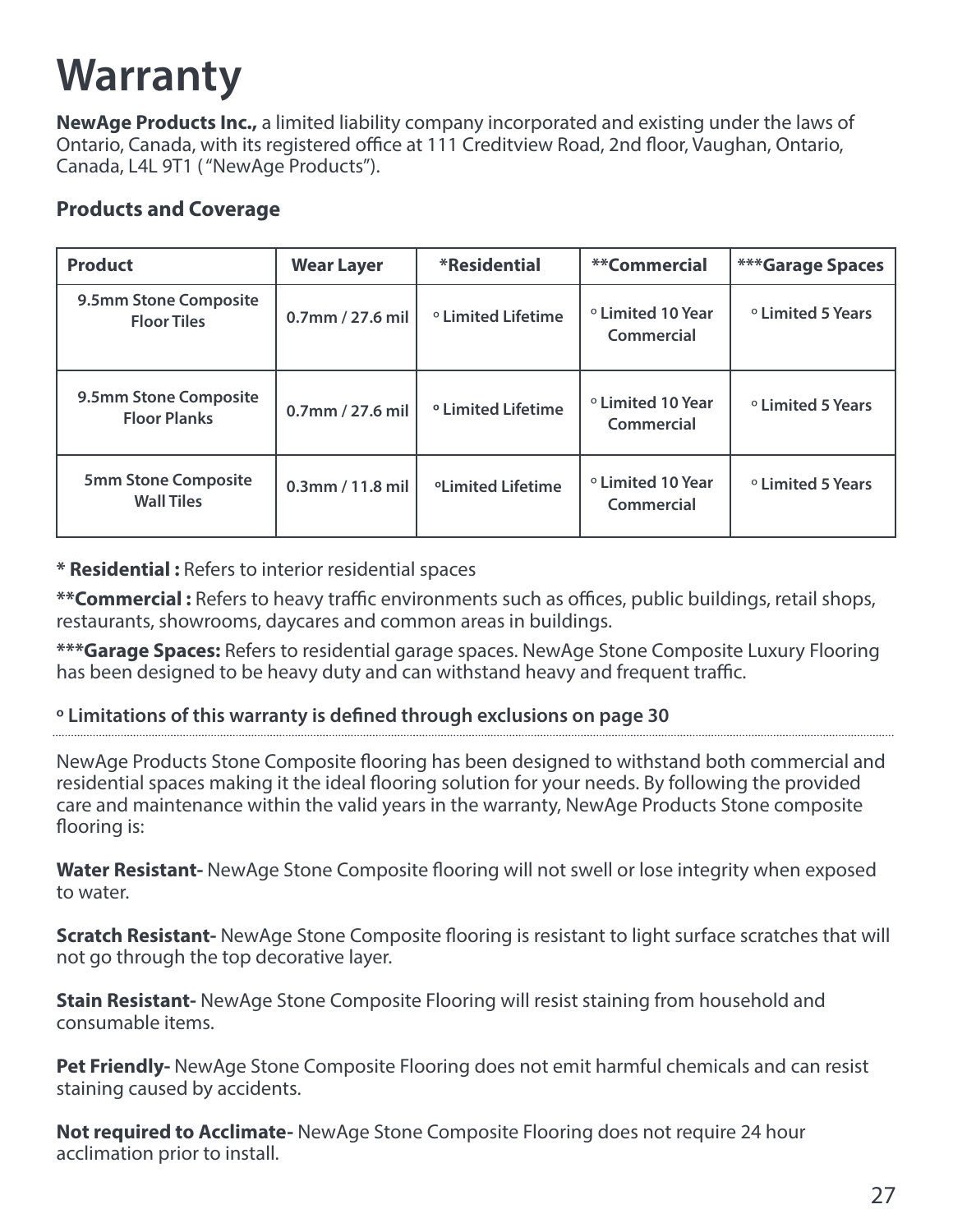# Warranty

**NewAge Products Inc.,** a limited liability company incorporated and existing under the laws of Ontario, Canada, with its registered office at 111 Creditview Road, 2nd floor, Vaughan, Ontario, Canada, L4L 9T1 ("NewAge Products").

### Products and Coverage

| Product | Wear Layer | *Residential | **Commercial | ***Garage Spaces |
|---|---|---|---|---|
| 9.5mm Stone Composite Floor Tiles | 0.7mm / 27.6 mil | º Limited Lifetime | º Limited 10 Year Commercial | º Limited 5 Years |
| 9.5mm Stone Composite Floor Planks | 0.7mm / 27.6 mil | º Limited Lifetime | º Limited 10 Year Commercial | º Limited 5 Years |
| 5mm Stone Composite Wall Tiles | 0.3mm / 11.8 mil | ºLimited Lifetime | º Limited 10 Year Commercial | º Limited 5 Years |

**\* Residential :** Refers to interior residential spaces

**\*\*Commercial :** Refers to heavy traffic environments such as offices, public buildings, retail shops, restaurants, showrooms, daycares and common areas in buildings.

**\*\*\*Garage Spaces:** Refers to residential garage spaces. NewAge Stone Composite Luxury Flooring has been designed to be heavy duty and can withstand heavy and frequent traffic.

**º Limitations of this warranty is defined through exclusions on page 30**

---

NewAge Products Stone Composite flooring has been designed to withstand both commercial and residential spaces making it the ideal flooring solution for your needs. By following the provided care and maintenance within the valid years in the warranty, NewAge Products Stone composite flooring is:

**Water Resistant-** NewAge Stone Composite flooring will not swell or lose integrity when exposed to water.

**Scratch Resistant-** NewAge Stone Composite flooring is resistant to light surface scratches that will not go through the top decorative layer.

**Stain Resistant-** NewAge Stone Composite Flooring will resist staining from household and consumable items.

**Pet Friendly-** NewAge Stone Composite Flooring does not emit harmful chemicals and can resist staining caused by accidents.

**Not required to Acclimate-** NewAge Stone Composite Flooring does not require 24 hour acclimation prior to install.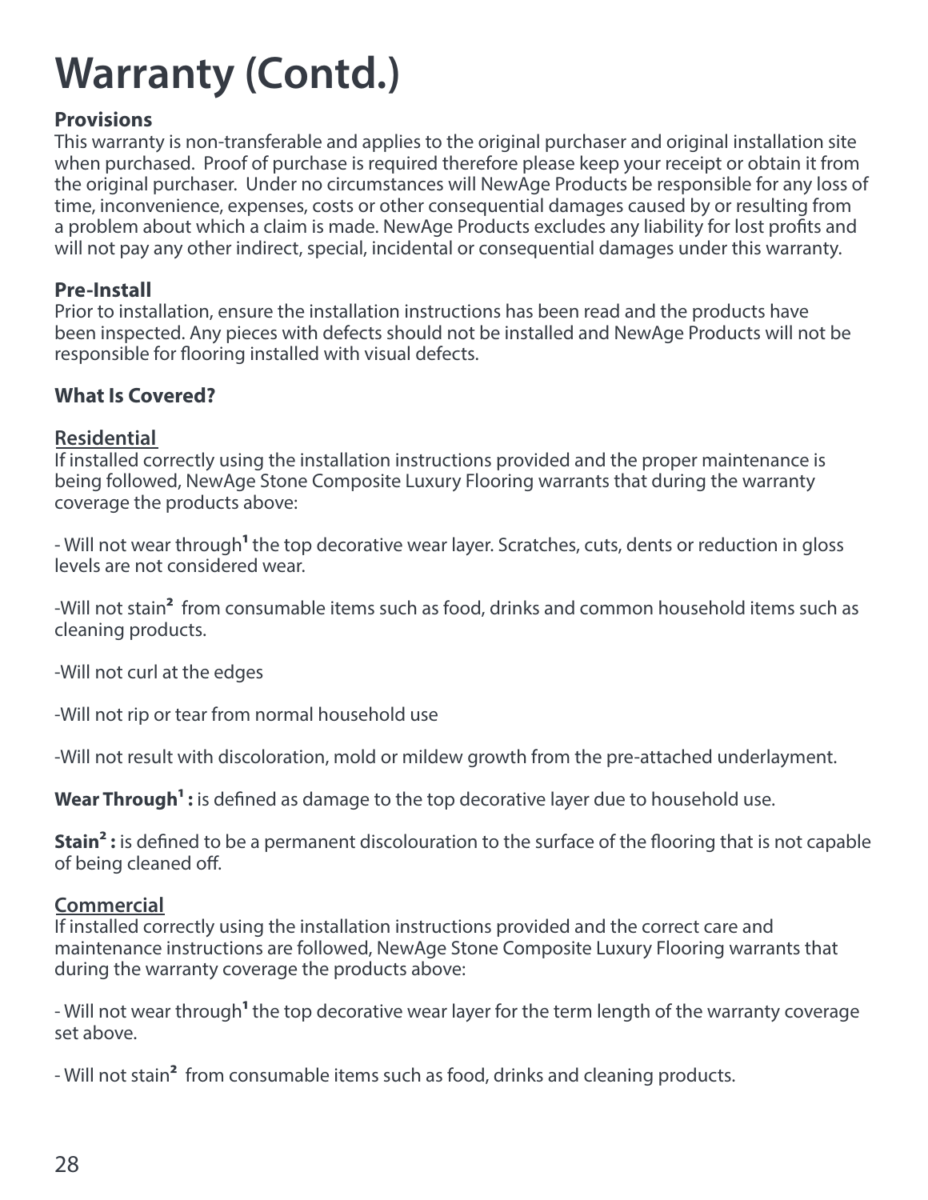# Warranty (Contd.)

**Provisions**
This warranty is non-transferable and applies to the original purchaser and original installation site when purchased. Proof of purchase is required therefore please keep your receipt or obtain it from the original purchaser. Under no circumstances will NewAge Products be responsible for any loss of time, inconvenience, expenses, costs or other consequential damages caused by or resulting from a problem about which a claim is made. NewAge Products excludes any liability for lost profits and will not pay any other indirect, special, incidental or consequential damages under this warranty.

**Pre-Install**
Prior to installation, ensure the installation instructions has been read and the products have been inspected. Any pieces with defects should not be installed and NewAge Products will not be responsible for flooring installed with visual defects.

**What Is Covered?**

<u>**Residential**</u>
If installed correctly using the installation instructions provided and the proper maintenance is being followed, NewAge Stone Composite Luxury Flooring warrants that during the warranty coverage the products above:

- Will not wear through[1] the top decorative wear layer. Scratches, cuts, dents or reduction in gloss levels are not considered wear.

-Will not stain[2] from consumable items such as food, drinks and common household items such as cleaning products.

-Will not curl at the edges

-Will not rip or tear from normal household use

-Will not result with discoloration, mold or mildew growth from the pre-attached underlayment.

**Wear Through[1] :** is defined as damage to the top decorative layer due to household use.

**Stain[2] :** is defined to be a permanent discolouration to the surface of the flooring that is not capable of being cleaned off.

<u>**Commercial**</u>
If installed correctly using the installation instructions provided and the correct care and maintenance instructions are followed, NewAge Stone Composite Luxury Flooring warrants that during the warranty coverage the products above:

- Will not wear through[1] the top decorative wear layer for the term length of the warranty coverage set above.

- Will not stain[2] from consumable items such as food, drinks and cleaning products.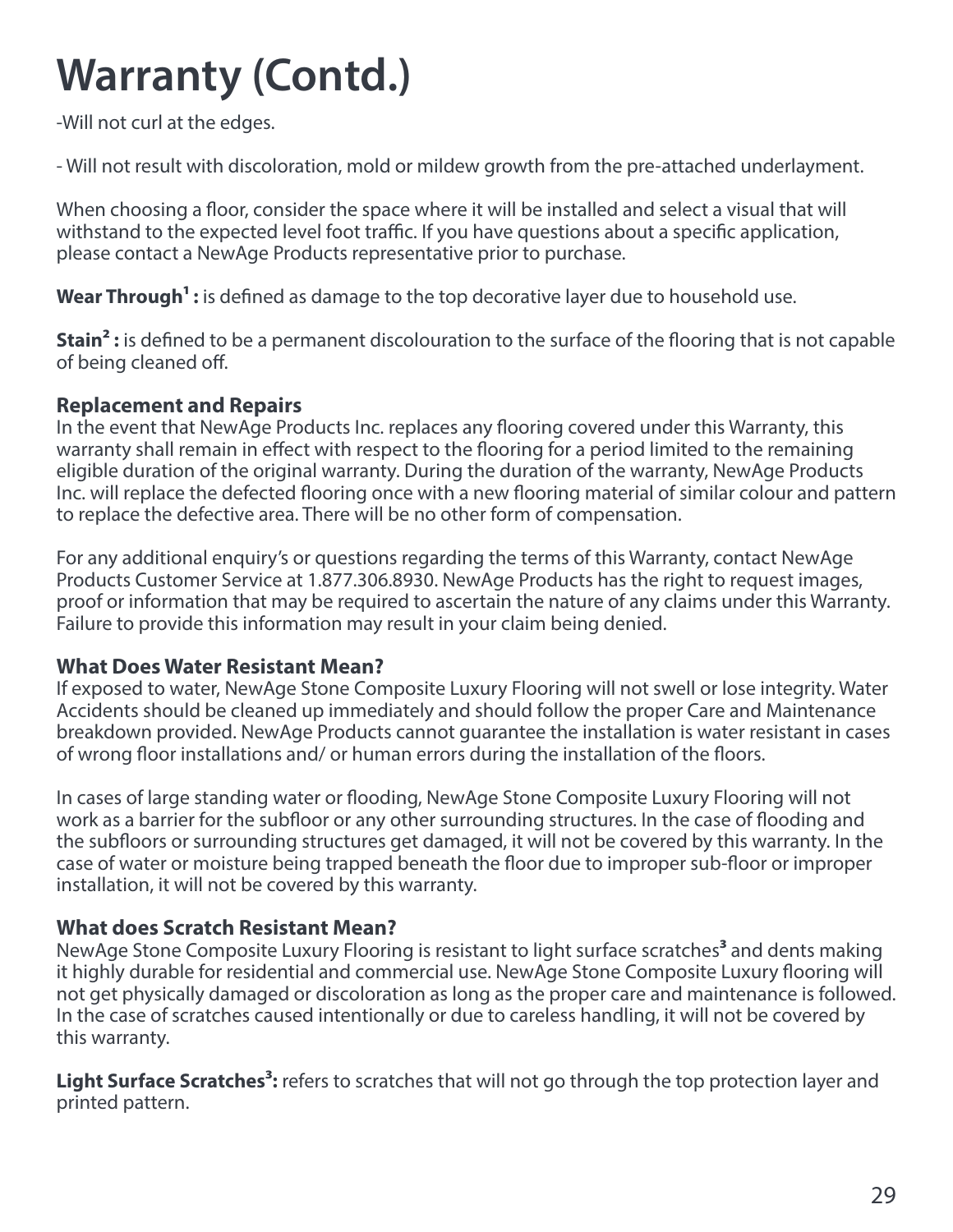# Warranty (Contd.)

-Will not curl at the edges.

- Will not result with discoloration, mold or mildew growth from the pre-attached underlayment.

When choosing a floor, consider the space where it will be installed and select a visual that will withstand to the expected level foot traffic. If you have questions about a specific application, please contact a NewAge Products representative prior to purchase.

**Wear Through[1] :** is defined as damage to the top decorative layer due to household use.

**Stain[2] :** is defined to be a permanent discolouration to the surface of the flooring that is not capable of being cleaned off.

### Replacement and Repairs

In the event that NewAge Products Inc. replaces any flooring covered under this Warranty, this warranty shall remain in effect with respect to the flooring for a period limited to the remaining eligible duration of the original warranty. During the duration of the warranty, NewAge Products Inc. will replace the defected flooring once with a new flooring material of similar colour and pattern to replace the defective area. There will be no other form of compensation.

For any additional enquiry's or questions regarding the terms of this Warranty, contact NewAge Products Customer Service at 1.877.306.8930. NewAge Products has the right to request images, proof or information that may be required to ascertain the nature of any claims under this Warranty. Failure to provide this information may result in your claim being denied.

### What Does Water Resistant Mean?

If exposed to water, NewAge Stone Composite Luxury Flooring will not swell or lose integrity. Water Accidents should be cleaned up immediately and should follow the proper Care and Maintenance breakdown provided. NewAge Products cannot guarantee the installation is water resistant in cases of wrong floor installations and/ or human errors during the installation of the floors.

In cases of large standing water or flooding, NewAge Stone Composite Luxury Flooring will not work as a barrier for the subfloor or any other surrounding structures. In the case of flooding and the subfloors or surrounding structures get damaged, it will not be covered by this warranty. In the case of water or moisture being trapped beneath the floor due to improper sub-floor or improper installation, it will not be covered by this warranty.

### What does Scratch Resistant Mean?

NewAge Stone Composite Luxury Flooring is resistant to light surface scratches[3] and dents making it highly durable for residential and commercial use. NewAge Stone Composite Luxury flooring will not get physically damaged or discoloration as long as the proper care and maintenance is followed. In the case of scratches caused intentionally or due to careless handling, it will not be covered by this warranty.

**Light Surface Scratches[3]:** refers to scratches that will not go through the top protection layer and printed pattern.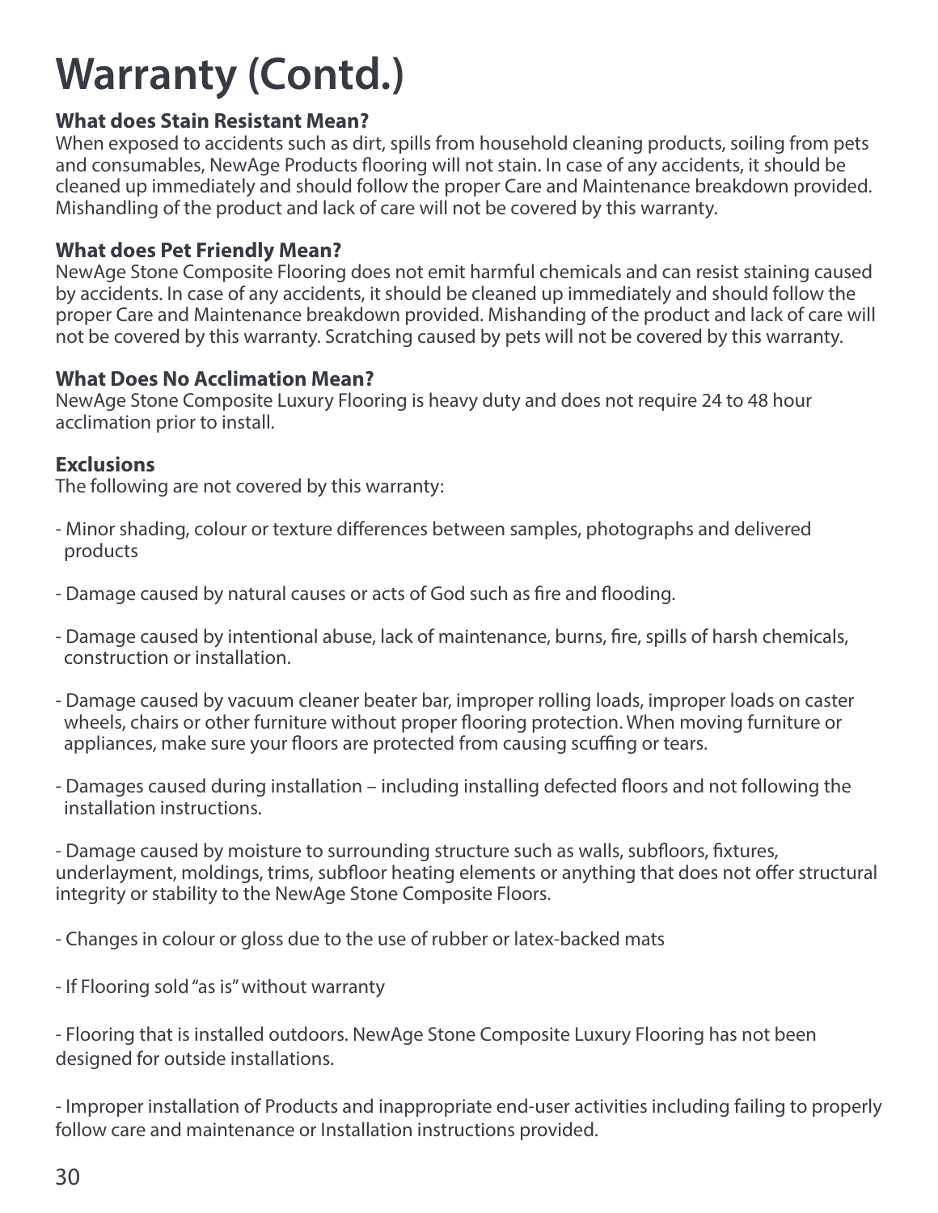# Warranty (Contd.)

### What does Stain Resistant Mean?

When exposed to accidents such as dirt, spills from household cleaning products, soiling from pets and consumables, NewAge Products flooring will not stain. In case of any accidents, it should be cleaned up immediately and should follow the proper Care and Maintenance breakdown provided. Mishandling of the product and lack of care will not be covered by this warranty.

### What does Pet Friendly Mean?

NewAge Stone Composite Flooring does not emit harmful chemicals and can resist staining caused by accidents. In case of any accidents, it should be cleaned up immediately and should follow the proper Care and Maintenance breakdown provided. Mishanding of the product and lack of care will not be covered by this warranty. Scratching caused by pets will not be covered by this warranty.

### What Does No Acclimation Mean?

NewAge Stone Composite Luxury Flooring is heavy duty and does not require 24 to 48 hour acclimation prior to install.

### Exclusions

The following are not covered by this warranty:

- Minor shading, colour or texture differences between samples, photographs and delivered products

- Damage caused by natural causes or acts of God such as fire and flooding.

- Damage caused by intentional abuse, lack of maintenance, burns, fire, spills of harsh chemicals, construction or installation.

- Damage caused by vacuum cleaner beater bar, improper rolling loads, improper loads on caster wheels, chairs or other furniture without proper flooring protection. When moving furniture or appliances, make sure your floors are protected from causing scuffing or tears.

- Damages caused during installation – including installing defected floors and not following the installation instructions.

- Damage caused by moisture to surrounding structure such as walls, subfloors, fixtures, underlayment, moldings, trims, subfloor heating elements or anything that does not offer structural integrity or stability to the NewAge Stone Composite Floors.

- Changes in colour or gloss due to the use of rubber or latex-backed mats

- If Flooring sold "as is" without warranty

- Flooring that is installed outdoors. NewAge Stone Composite Luxury Flooring has not been designed for outside installations.

- Improper installation of Products and inappropriate end-user activities including failing to properly follow care and maintenance or Installation instructions provided.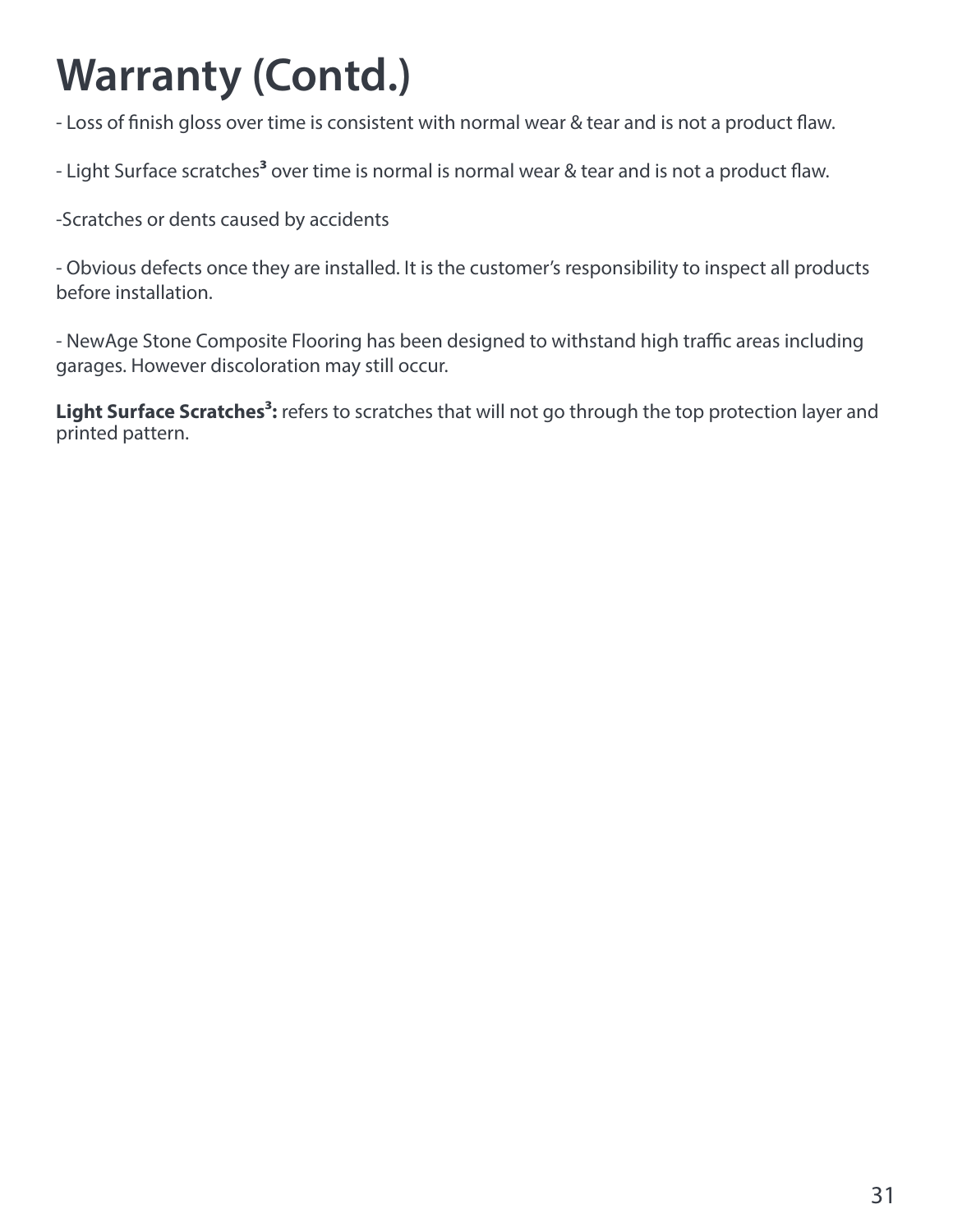# Warranty (Contd.)

- Loss of finish gloss over time is consistent with normal wear & tear and is not a product flaw.

- Light Surface scratches[3] over time is normal is normal wear & tear and is not a product flaw.

-Scratches or dents caused by accidents

- Obvious defects once they are installed. It is the customer's responsibility to inspect all products before installation.

- NewAge Stone Composite Flooring has been designed to withstand high traffic areas including garages. However discoloration may still occur.

**Light Surface Scratches[3]:** refers to scratches that will not go through the top protection layer and printed pattern.